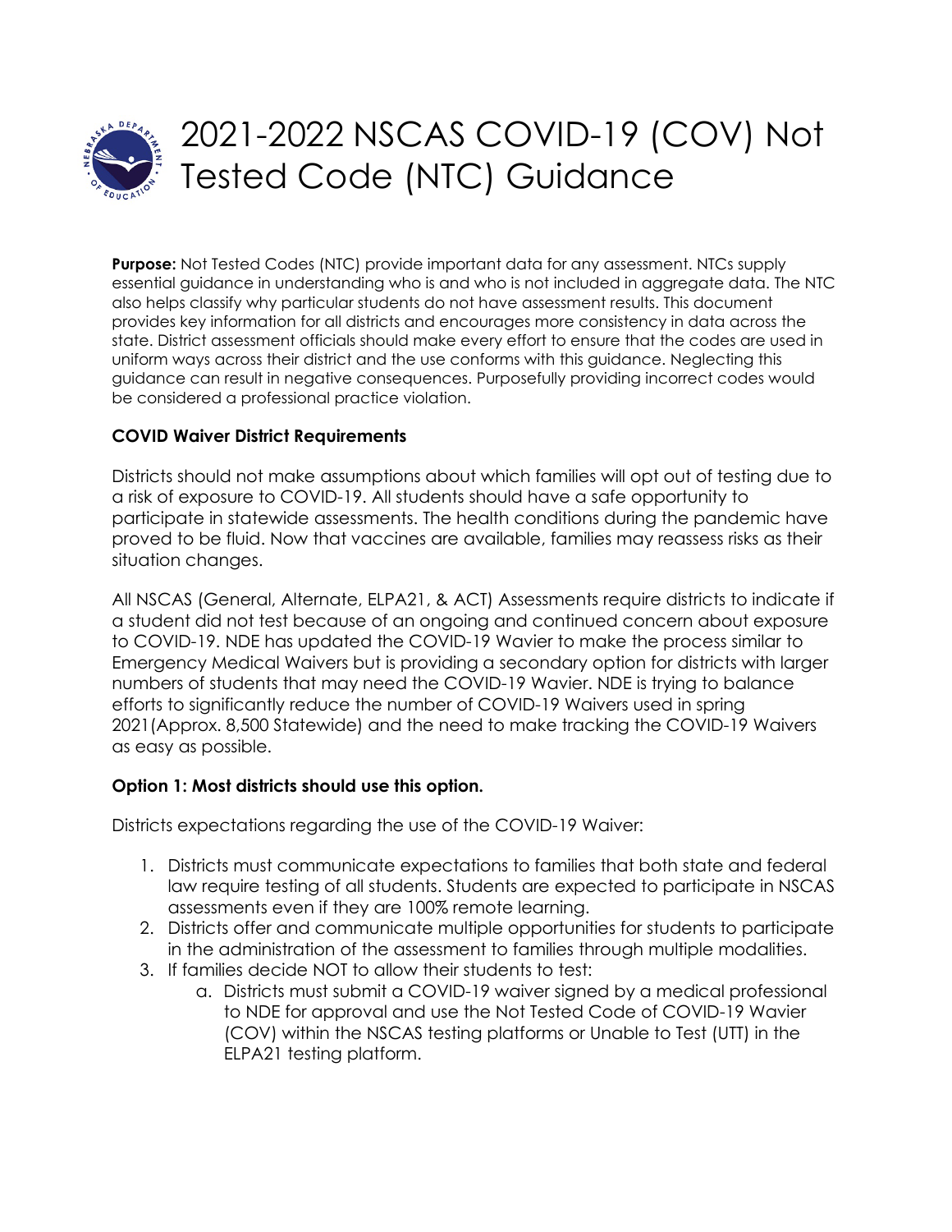# 2021-2022 NSCAS COVID-19 (COV) Not Tested Code (NTC) Guidance

**Purpose:** Not Tested Codes (NTC) provide important data for any assessment. NTCs supply essential guidance in understanding who is and who is not included in aggregate data. The NTC also helps classify why particular students do not have assessment results. This document provides key information for all districts and encourages more consistency in data across the state. District assessment officials should make every effort to ensure that the codes are used in uniform ways across their district and the use conforms with this guidance. Neglecting this guidance can result in negative consequences. Purposefully providing incorrect codes would be considered a professional practice violation.

## COVID Waiver District Requirements

Districts should not make assumptions about which families will opt out of testing due to a risk of exposure to COVID-19. All students should have a safe opportunity to participate in statewide assessments. The health conditions during the pandemic have proved to be fluid. Now that vaccines are available, families may reassess risks as their situation changes.

All NSCAS (General, Alternate, ELPA21, & ACT) Assessments require districts to indicate if a student did not test because of an ongoing and continued concern about exposure to COVID-19. NDE has updated the COVID-19 Wavier to make the process similar to Emergency Medical Waivers but is providing a secondary option for districts with larger numbers of students that may need the COVID-19 Wavier. NDE is trying to balance efforts to significantly reduce the number of COVID-19 Waivers used in spring 2021(Approx. 8,500 Statewide) and the need to make tracking the COVID-19 Waivers as easy as possible.

### Option 1: Most districts should use this option.

Districts expectations regarding the use of the COVID-19 Waiver:

1. Districts must communicate expectations to families that both state and federal law require testing of all students. Students are expected to participate in NSCAS assessments even if they are 100% remote learning.
2. Districts offer and communicate multiple opportunities for students to participate in the administration of the assessment to families through multiple modalities.
3. If families decide NOT to allow their students to test:
   a. Districts must submit a COVID-19 waiver signed by a medical professional to NDE for approval and use the Not Tested Code of COVID-19 Wavier (COV) within the NSCAS testing platforms or Unable to Test (UTT) in the ELPA21 testing platform.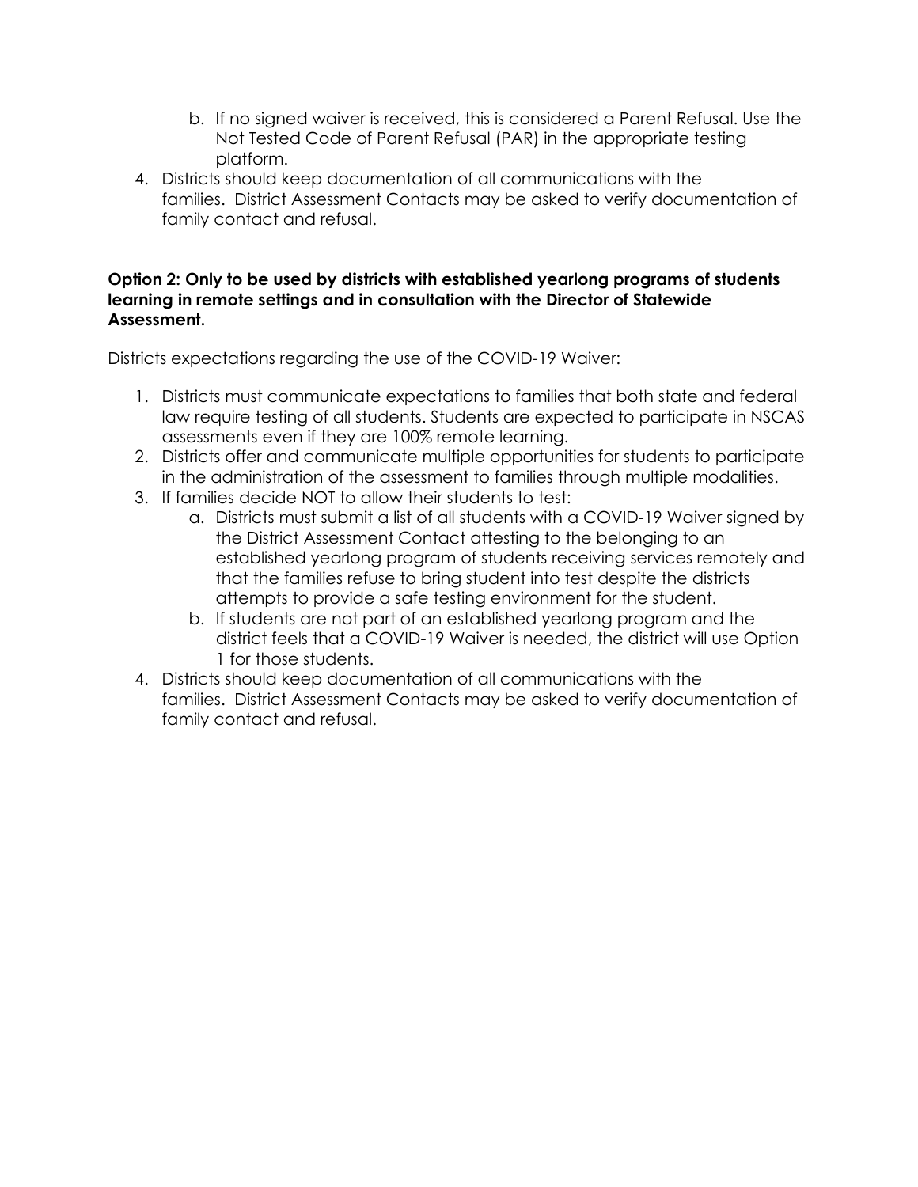b. If no signed waiver is received, this is considered a Parent Refusal. Use the Not Tested Code of Parent Refusal (PAR) in the appropriate testing platform.

4. Districts should keep documentation of all communications with the families. District Assessment Contacts may be asked to verify documentation of family contact and refusal.

**Option 2: Only to be used by districts with established yearlong programs of students learning in remote settings and in consultation with the Director of Statewide Assessment.**

Districts expectations regarding the use of the COVID-19 Waiver:

1. Districts must communicate expectations to families that both state and federal law require testing of all students. Students are expected to participate in NSCAS assessments even if they are 100% remote learning.
2. Districts offer and communicate multiple opportunities for students to participate in the administration of the assessment to families through multiple modalities.
3. If families decide NOT to allow their students to test:
   a. Districts must submit a list of all students with a COVID-19 Waiver signed by the District Assessment Contact attesting to the belonging to an established yearlong program of students receiving services remotely and that the families refuse to bring student into test despite the districts attempts to provide a safe testing environment for the student.
   b. If students are not part of an established yearlong program and the district feels that a COVID-19 Waiver is needed, the district will use Option 1 for those students.
4. Districts should keep documentation of all communications with the families. District Assessment Contacts may be asked to verify documentation of family contact and refusal.